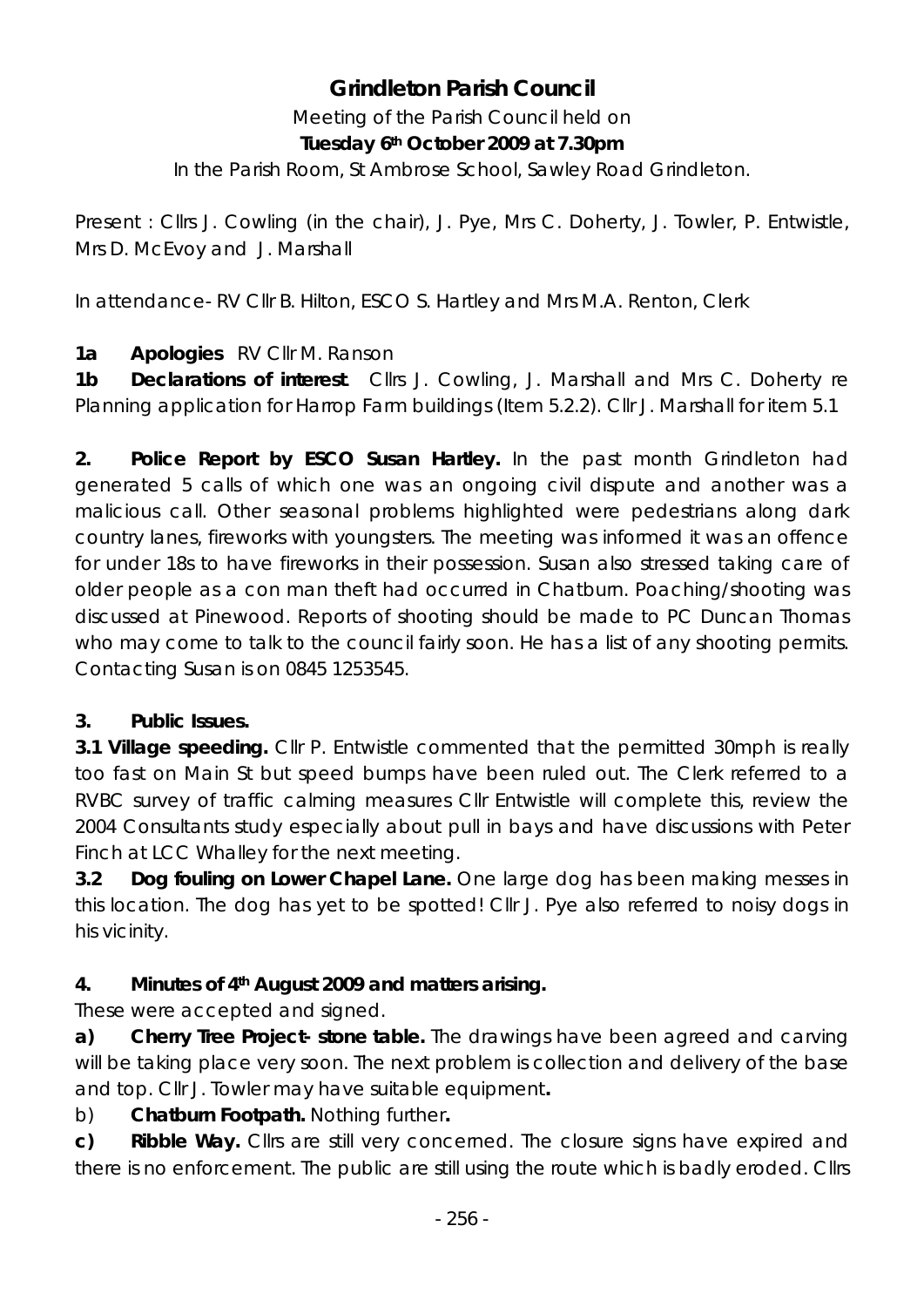# Grindleton Parish Council

Meeting of the Parish Council held on

**Tuesday 6th October 2009 at 7.30pm**

In the Parish Room, St Ambrose School, Sawley Road Grindleton.

Present : Cllrs J. Cowling (in the chair), J. Pye, Mrs C. Doherty, J. Towler, P. Entwistle, Mrs D. McEvoy and J. Marshall

In attendance- RV Cllr B. Hilton, ESCO S. Hartley and Mrs M.A. Renton, Clerk

**1a Apologies** RV Cllr M. Ranson

**1b Declarations of interest**. Cllrs J. Cowling, J. Marshall and Mrs C. Doherty re Planning application for Harrop Farm buildings (Item 5.2.2). Cllr J. Marshall for item 5.1

**2. Police Report by ESCO Susan Hartley.** In the past month Grindleton had generated 5 calls of which one was an ongoing civil dispute and another was a malicious call. Other seasonal problems highlighted were pedestrians along dark country lanes, fireworks with youngsters. The meeting was informed it was an offence for under 18s to have fireworks in their possession. Susan also stressed taking care of older people as a con man theft had occurred in Chatburn. Poaching/shooting was discussed at Pinewood. Reports of shooting should be made to PC Duncan Thomas who may come to talk to the council fairly soon. He has a list of any shooting permits. Contacting Susan is on 0845 1253545.

**3. Public Issues.**

**3.1 Village speeding.** Cllr P. Entwistle commented that the permitted 30mph is really too fast on Main St but speed bumps have been ruled out. The Clerk referred to a RVBC survey of traffic calming measures Cllr Entwistle will complete this, review the 2004 Consultants study especially about pull in bays and have discussions with Peter Finch at LCC Whalley for the next meeting.

**3.2 Dog fouling on Lower Chapel Lane.** One large dog has been making messes in this location. The dog has yet to be spotted! Cllr J. Pye also referred to noisy dogs in his vicinity.

**4. Minutes of 4th August 2009 and matters arising.**

These were accepted and signed.

**a) Cherry Tree Project- stone table.** The drawings have been agreed and carving will be taking place very soon. The next problem is collection and delivery of the base and top. Cllr J. Towler may have suitable equipment**.**

b) **Chatburn Footpath.** Nothing further**.**

**c) Ribble Way.** Cllrs are still very concerned. The closure signs have expired and there is no enforcement. The public are still using the route which is badly eroded. Cllrs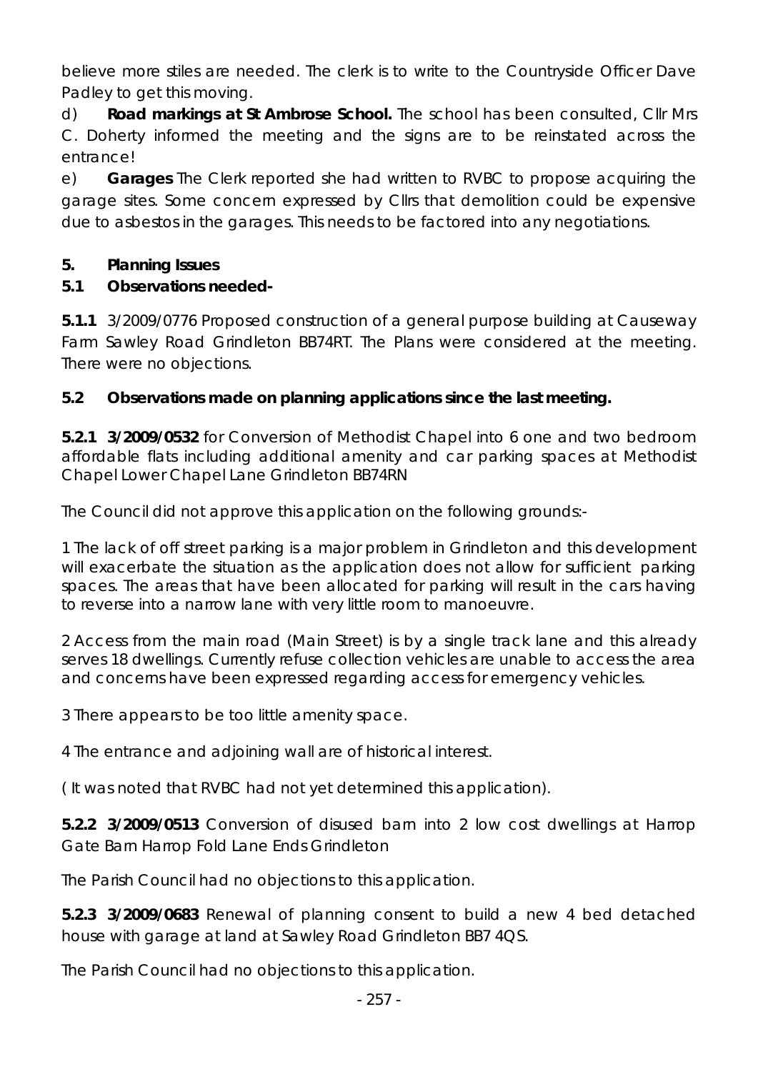believe more stiles are needed. The clerk is to write to the Countryside Officer Dave Padley to get this moving.

d) **Road markings at St Ambrose School.** The school has been consulted, Cllr Mrs C. Doherty informed the meeting and the signs are to be reinstated across the entrance!

e) **Garages** The Clerk reported she had written to RVBC to propose acquiring the garage sites. Some concern expressed by Cllrs that demolition could be expensive due to asbestos in the garages. This needs to be factored into any negotiations.

**5. Planning Issues**

**5.1 Observations needed-**

**5.1.1** 3/2009/0776 Proposed construction of a general purpose building at Causeway Farm Sawley Road Grindleton BB74RT. The Plans were considered at the meeting. There were no objections.

**5.2 Observations made on planning applications since the last meeting.**

**5.2.1 3/2009/0532** for Conversion of Methodist Chapel into 6 one and two bedroom affordable flats including additional amenity and car parking spaces at Methodist Chapel Lower Chapel Lane Grindleton BB74RN

The Council did not approve this application on the following grounds:-

1 The lack of off street parking is a major problem in Grindleton and this development will exacerbate the situation as the application does not allow for sufficient parking spaces. The areas that have been allocated for parking will result in the cars having to reverse into a narrow lane with very little room to manoeuvre.

2 Access from the main road (Main Street) is by a single track lane and this already serves 18 dwellings. Currently refuse collection vehicles are unable to access the area and concerns have been expressed regarding access for emergency vehicles.

3 There appears to be too little amenity space.

4 The entrance and adjoining wall are of historical interest.

( It was noted that RVBC had not yet determined this application).

**5.2.2 3/2009/0513** Conversion of disused barn into 2 low cost dwellings at Harrop Gate Barn Harrop Fold Lane Ends Grindleton

The Parish Council had no objections to this application.

**5.2.3 3/2009/0683** Renewal of planning consent to build a new 4 bed detached house with garage at land at Sawley Road Grindleton BB7 4QS.

The Parish Council had no objections to this application.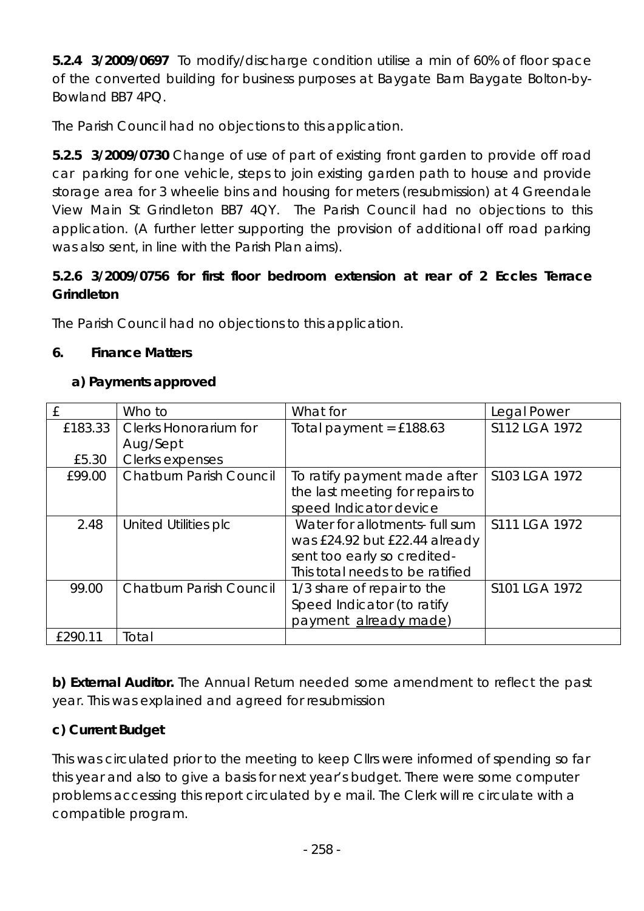**5.2.4 3/2009/0697** To modify/discharge condition utilise a min of 60% of floor space of the converted building for business purposes at Baygate Barn Baygate Bolton-by-Bowland BB7 4PQ.

The Parish Council had no objections to this application.

**5.2.5 3/2009/0730** Change of use of part of existing front garden to provide off road car parking for one vehicle, steps to join existing garden path to house and provide storage area for 3 wheelie bins and housing for meters (resubmission) at 4 Greendale View Main St Grindleton BB7 4QY. The Parish Council had no objections to this application. (A further letter supporting the provision of additional off road parking was also sent, in line with the Parish Plan aims).

**5.2.6 3/2009/0756 for first floor bedroom extension at rear of 2 Eccles Terrace Grindleton**

The Parish Council had no objections to this application.

**6. Finance Matters**

**a) Payments approved**

| £ | Who to | What for | Legal Power |
|---|---|---|---|
| £183.33<br>£5.30 | Clerks Honorarium for Aug/Sept<br>Clerks expenses | Total payment = £188.63 | S112 LGA 1972 |
| £99.00 | Chatburn Parish Council | To ratify payment made after the last meeting for repairs to speed Indicator device | S103 LGA 1972 |
| 2.48 | United Utilities plc | Water for allotments- full sum was £24.92 but £22.44 already sent too early so credited- This total needs to be ratified | S111 LGA 1972 |
| 99.00 | Chatburn Parish Council | 1/3 share of repair to the Speed Indicator (to ratify payment already made) | S101 LGA 1972 |
| £290.11 | Total | | |

**b) External Auditor.** The Annual Return needed some amendment to reflect the past year. This was explained and agreed for resubmission

**c) Current Budget**

This was circulated prior to the meeting to keep Cllrs were informed of spending so far this year and also to give a basis for next year's budget. There were some computer problems accessing this report circulated by e mail. The Clerk will re circulate with a compatible program.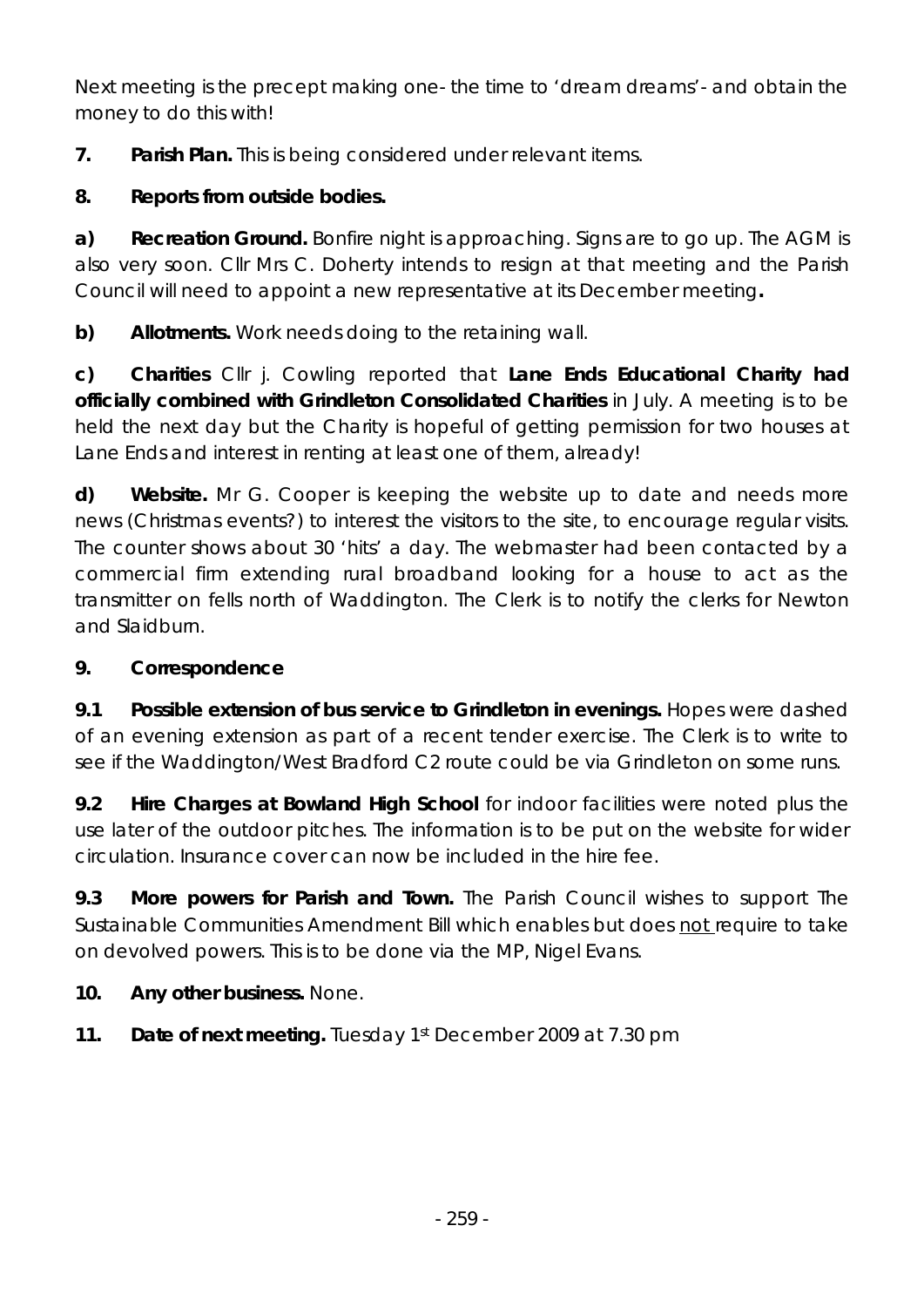Next meeting is the precept making one- the time to 'dream dreams'- and obtain the money to do this with!

**7. Parish Plan.** This is being considered under relevant items.

**8. Reports from outside bodies.**

**a) Recreation Ground.** Bonfire night is approaching. Signs are to go up. The AGM is also very soon. Cllr Mrs C. Doherty intends to resign at that meeting and the Parish Council will need to appoint a new representative at its December meeting**.**

**b) Allotments.** Work needs doing to the retaining wall.

**c) Charities** Cllr j. Cowling reported that **Lane Ends Educational Charity had officially combined with Grindleton Consolidated Charities** in July. A meeting is to be held the next day but the Charity is hopeful of getting permission for two houses at Lane Ends and interest in renting at least one of them, already!

**d) Website.** Mr G. Cooper is keeping the website up to date and needs more news (Christmas events?) to interest the visitors to the site, to encourage regular visits. The counter shows about 30 'hits' a day. The webmaster had been contacted by a commercial firm extending rural broadband looking for a house to act as the transmitter on fells north of Waddington. The Clerk is to notify the clerks for Newton and Slaidburn.

**9. Correspondence**

**9.1 Possible extension of bus service to Grindleton in evenings.** Hopes were dashed of an evening extension as part of a recent tender exercise. The Clerk is to write to see if the Waddington/West Bradford C2 route could be via Grindleton on some runs.

**9.2 Hire Charges at Bowland High School** for indoor facilities were noted plus the use later of the outdoor pitches. The information is to be put on the website for wider circulation. Insurance cover can now be included in the hire fee.

**9.3 More powers for Parish and Town.** The Parish Council wishes to support The Sustainable Communities Amendment Bill which enables but does not require to take on devolved powers. This is to be done via the MP, Nigel Evans.

**10. Any other business.** None.

**11. Date of next meeting.** Tuesday 1st December 2009 at 7.30 pm